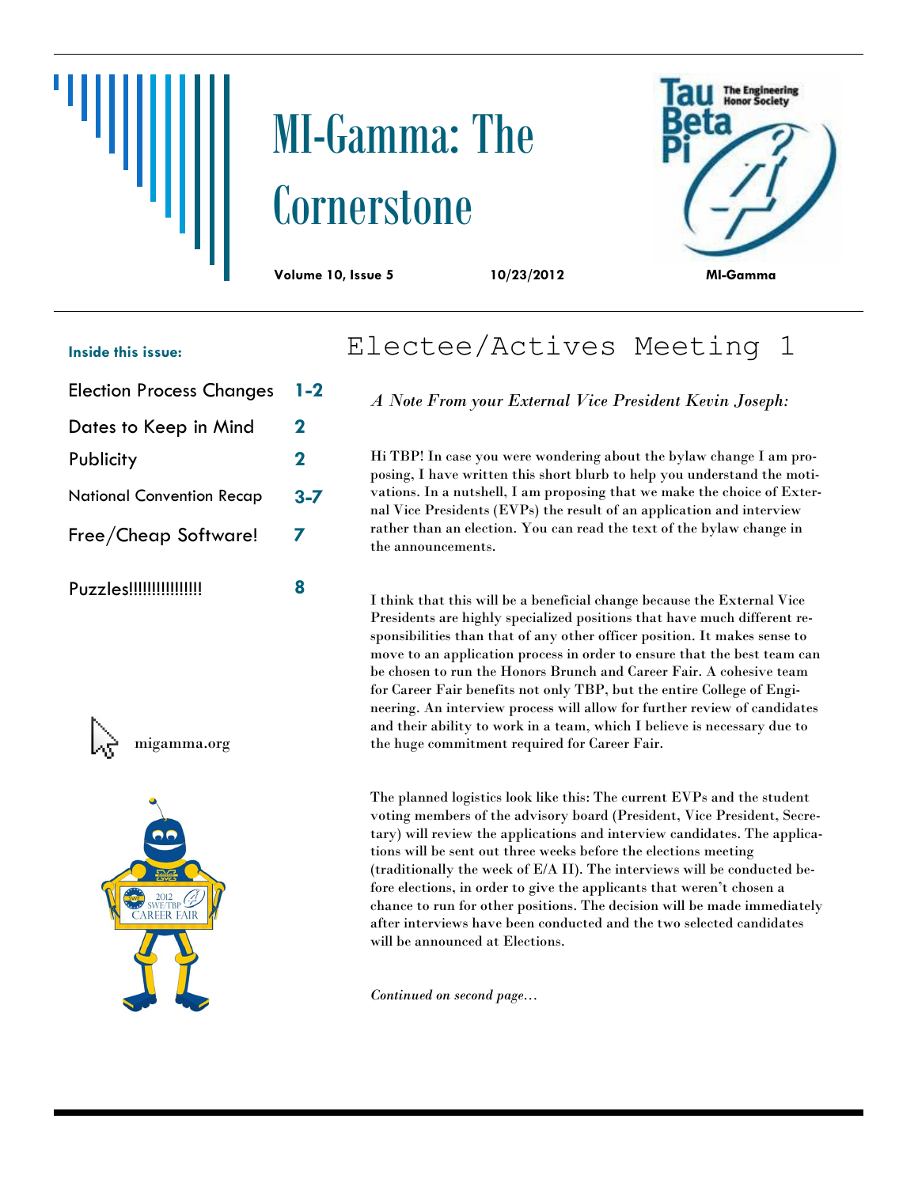# MI-Gamma: The Cornerstone

**Volume 10, Issue 5** **10/23/2012** **MI-Gamma**

**Inside this issue:**

| | |
|---|---|
| Election Process Changes | 1-2 |
| Dates to Keep in Mind | 2 |
| Publicity | 2 |
| National Convention Recap | 3-7 |
| Free/Cheap Software! | 7 |
| Puzzles!!!!!!!!!!!!!!! | 8 |

migamma.org

## Electee/Actives Meeting 1

*A Note From your External Vice President Kevin Joseph:*

Hi TBP! In case you were wondering about the bylaw change I am proposing, I have written this short blurb to help you understand the motivations. In a nutshell, I am proposing that we make the choice of External Vice Presidents (EVPs) the result of an application and interview rather than an election. You can read the text of the bylaw change in the announcements.

I think that this will be a beneficial change because the External Vice Presidents are highly specialized positions that have much different responsibilities than that of any other officer position. It makes sense to move to an application process in order to ensure that the best team can be chosen to run the Honors Brunch and Career Fair. A cohesive team for Career Fair benefits not only TBP, but the entire College of Engineering. An interview process will allow for further review of candidates and their ability to work in a team, which I believe is necessary due to the huge commitment required for Career Fair.

The planned logistics look like this: The current EVPs and the student voting members of the advisory board (President, Vice President, Secretary) will review the applications and interview candidates. The applications will be sent out three weeks before the elections meeting (traditionally the week of E/A II). The interviews will be conducted before elections, in order to give the applicants that weren't chosen a chance to run for other positions. The decision will be made immediately after interviews have been conducted and the two selected candidates will be announced at Elections.

*Continued on second page…*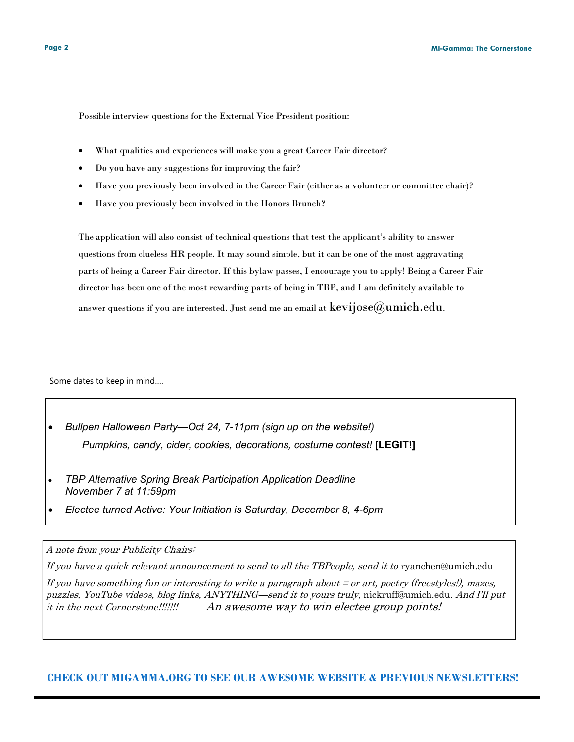Possible interview questions for the External Vice President position:

- What qualities and experiences will make you a great Career Fair director?
- Do you have any suggestions for improving the fair?
- Have you previously been involved in the Career Fair (either as a volunteer or committee chair)?
- Have you previously been involved in the Honors Brunch?

The application will also consist of technical questions that test the applicant's ability to answer questions from clueless HR people. It may sound simple, but it can be one of the most aggravating parts of being a Career Fair director. If this bylaw passes, I encourage you to apply! Being a Career Fair director has been one of the most rewarding parts of being in TBP, and I am definitely available to answer questions if you are interested. Just send me an email at kevijose@umich.edu.

Some dates to keep in mind….

- *Bullpen Halloween Party—Oct 24, 7-11pm (sign up on the website!)*
  *Pumpkins, candy, cider, cookies, decorations, costume contest!* **[LEGIT!]**
- *TBP Alternative Spring Break Participation Application Deadline November 7 at 11:59pm*
- *Electee turned Active: Your Initiation is Saturday, December 8, 4-6pm*

*A note from your Publicity Chairs:*

*If you have a quick relevant announcement to send to all the TBPeople, send it to* ryanchen@umich.edu

*If you have something fun or interesting to write a paragraph about = or art, poetry (freestyles!), mazes, puzzles, YouTube videos, blog links, ANYTHING—send it to yours truly,* nickruff@umich.edu. *And I'll put it in the next Cornerstone!!!!!!!* *An awesome way to win electee group points!*

**CHECK OUT MIGAMMA.ORG TO SEE OUR AWESOME WEBSITE & PREVIOUS NEWSLETTERS!**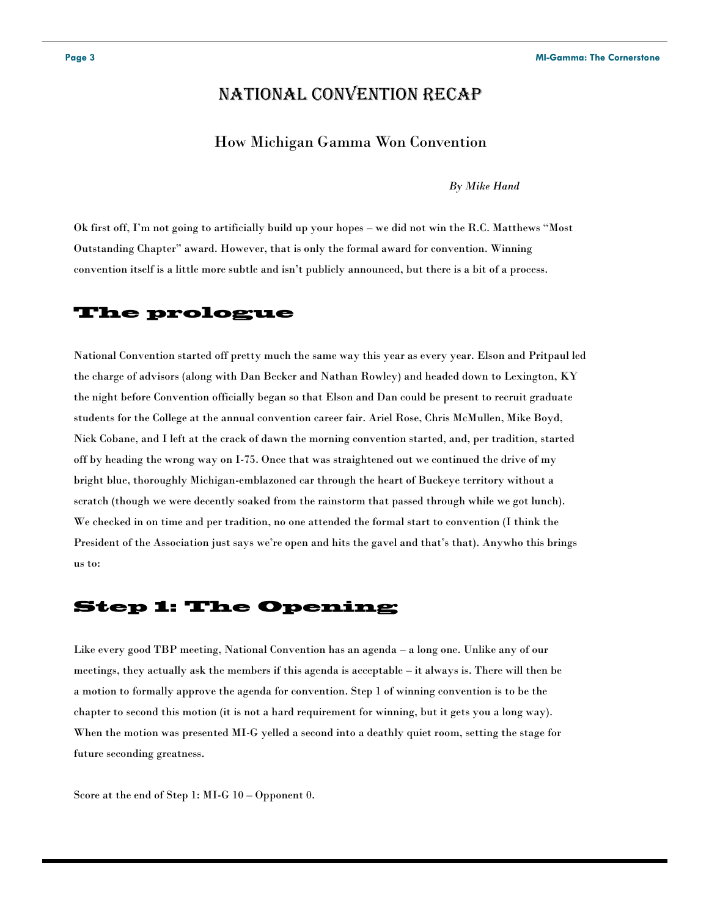# National Convention Recap

## How Michigan Gamma Won Convention

*By Mike Hand*

Ok first off, I'm not going to artificially build up your hopes – we did not win the R.C. Matthews "Most Outstanding Chapter" award. However, that is only the formal award for convention. Winning convention itself is a little more subtle and isn't publicly announced, but there is a bit of a process.

## The prologue

National Convention started off pretty much the same way this year as every year. Elson and Pritpaul led the charge of advisors (along with Dan Becker and Nathan Rowley) and headed down to Lexington, KY the night before Convention officially began so that Elson and Dan could be present to recruit graduate students for the College at the annual convention career fair. Ariel Rose, Chris McMullen, Mike Boyd, Nick Cobane, and I left at the crack of dawn the morning convention started, and, per tradition, started off by heading the wrong way on I-75. Once that was straightened out we continued the drive of my bright blue, thoroughly Michigan-emblazoned car through the heart of Buckeye territory without a scratch (though we were decently soaked from the rainstorm that passed through while we got lunch). We checked in on time and per tradition, no one attended the formal start to convention (I think the President of the Association just says we're open and hits the gavel and that's that). Anywho this brings us to:

## Step 1: The Opening

Like every good TBP meeting, National Convention has an agenda – a long one. Unlike any of our meetings, they actually ask the members if this agenda is acceptable – it always is. There will then be a motion to formally approve the agenda for convention. Step 1 of winning convention is to be the chapter to second this motion (it is not a hard requirement for winning, but it gets you a long way). When the motion was presented MI-G yelled a second into a deathly quiet room, setting the stage for future seconding greatness.

Score at the end of Step 1: MI-G 10 – Opponent 0.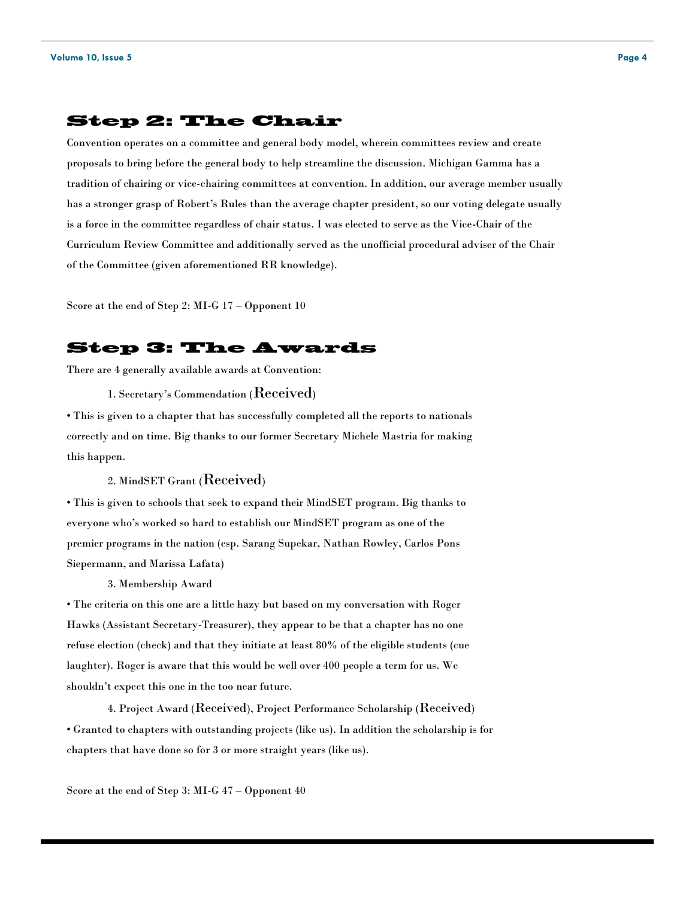## Step 2: The Chair

Convention operates on a committee and general body model, wherein committees review and create proposals to bring before the general body to help streamline the discussion. Michigan Gamma has a tradition of chairing or vice-chairing committees at convention. In addition, our average member usually has a stronger grasp of Robert's Rules than the average chapter president, so our voting delegate usually is a force in the committee regardless of chair status. I was elected to serve as the Vice-Chair of the Curriculum Review Committee and additionally served as the unofficial procedural adviser of the Chair of the Committee (given aforementioned RR knowledge).

Score at the end of Step 2: MI-G 17 – Opponent 10

## Step 3: The Awards

There are 4 generally available awards at Convention:

1. Secretary's Commendation (Received)

• This is given to a chapter that has successfully completed all the reports to nationals correctly and on time. Big thanks to our former Secretary Michele Mastria for making this happen.

2. MindSET Grant (Received)

• This is given to schools that seek to expand their MindSET program. Big thanks to everyone who's worked so hard to establish our MindSET program as one of the premier programs in the nation (esp. Sarang Supekar, Nathan Rowley, Carlos Pons Siepermann, and Marissa Lafata)

3. Membership Award

• The criteria on this one are a little hazy but based on my conversation with Roger Hawks (Assistant Secretary-Treasurer), they appear to be that a chapter has no one refuse election (check) and that they initiate at least 80% of the eligible students (cue laughter). Roger is aware that this would be well over 400 people a term for us. We shouldn't expect this one in the too near future.

4. Project Award (Received), Project Performance Scholarship (Received)

• Granted to chapters with outstanding projects (like us). In addition the scholarship is for chapters that have done so for 3 or more straight years (like us).

Score at the end of Step 3: MI-G 47 – Opponent 40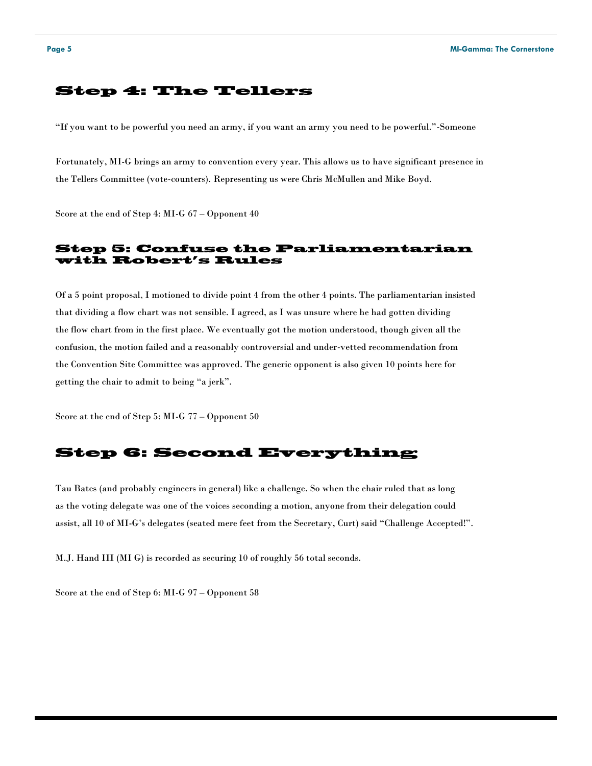## Step 4: The Tellers

“If you want to be powerful you need an army, if you want an army you need to be powerful.”-Someone

Fortunately, MI-G brings an army to convention every year. This allows us to have significant presence in the Tellers Committee (vote-counters). Representing us were Chris McMullen and Mike Boyd.

Score at the end of Step 4: MI-G 67 – Opponent 40

## Step 5: Confuse the Parliamentarian with Robert’s Rules

Of a 5 point proposal, I motioned to divide point 4 from the other 4 points. The parliamentarian insisted that dividing a flow chart was not sensible. I agreed, as I was unsure where he had gotten dividing the flow chart from in the first place. We eventually got the motion understood, though given all the confusion, the motion failed and a reasonably controversial and under-vetted recommendation from the Convention Site Committee was approved. The generic opponent is also given 10 points here for getting the chair to admit to being “a jerk”.

Score at the end of Step 5: MI-G 77 – Opponent 50

## Step 6: Second Everything

Tau Bates (and probably engineers in general) like a challenge. So when the chair ruled that as long as the voting delegate was one of the voices seconding a motion, anyone from their delegation could assist, all 10 of MI-G’s delegates (seated mere feet from the Secretary, Curt) said “Challenge Accepted!”.

M.J. Hand III (MI G) is recorded as securing 10 of roughly 56 total seconds.

Score at the end of Step 6: MI-G 97 – Opponent 58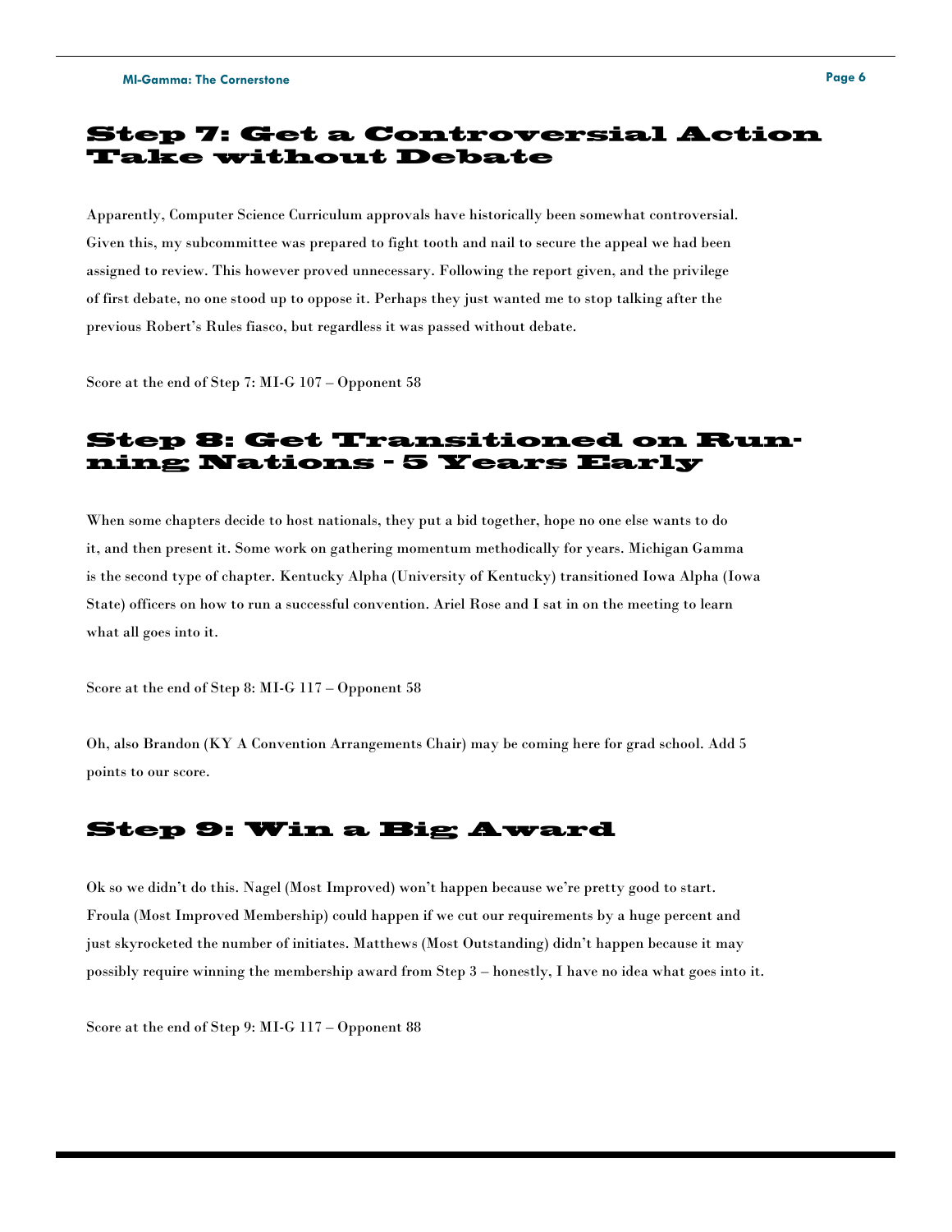## Step 7: Get a Controversial Action Take without Debate

Apparently, Computer Science Curriculum approvals have historically been somewhat controversial. Given this, my subcommittee was prepared to fight tooth and nail to secure the appeal we had been assigned to review. This however proved unnecessary. Following the report given, and the privilege of first debate, no one stood up to oppose it. Perhaps they just wanted me to stop talking after the previous Robert's Rules fiasco, but regardless it was passed without debate.

Score at the end of Step 7: MI-G 107 – Opponent 58

## Step 8: Get Transitioned on Running Nations - 5 Years Early

When some chapters decide to host nationals, they put a bid together, hope no one else wants to do it, and then present it. Some work on gathering momentum methodically for years. Michigan Gamma is the second type of chapter. Kentucky Alpha (University of Kentucky) transitioned Iowa Alpha (Iowa State) officers on how to run a successful convention. Ariel Rose and I sat in on the meeting to learn what all goes into it.

Score at the end of Step 8: MI-G 117 – Opponent 58

Oh, also Brandon (KY A Convention Arrangements Chair) may be coming here for grad school. Add 5 points to our score.

## Step 9: Win a Big Award

Ok so we didn't do this. Nagel (Most Improved) won't happen because we're pretty good to start. Froula (Most Improved Membership) could happen if we cut our requirements by a huge percent and just skyrocketed the number of initiates. Matthews (Most Outstanding) didn't happen because it may possibly require winning the membership award from Step 3 – honestly, I have no idea what goes into it.

Score at the end of Step 9: MI-G 117 – Opponent 88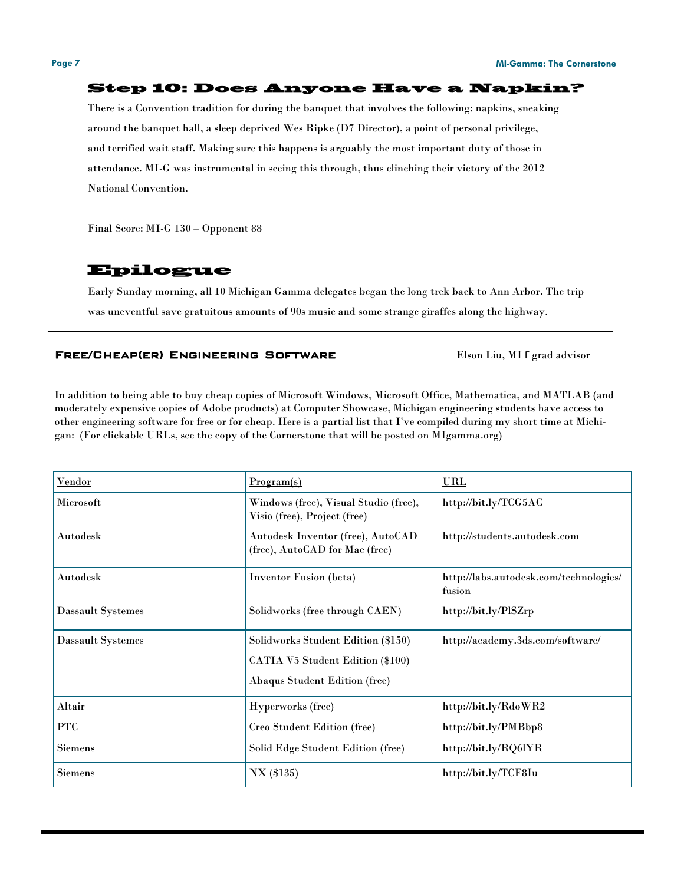## Step 10: Does Anyone Have a Napkin?

There is a Convention tradition for during the banquet that involves the following: napkins, sneaking around the banquet hall, a sleep deprived Wes Ripke (D7 Director), a point of personal privilege, and terrified wait staff. Making sure this happens is arguably the most important duty of those in attendance. MI-G was instrumental in seeing this through, thus clinching their victory of the 2012 National Convention.

Final Score: MI-G 130 – Opponent 88

## Epilogue

Early Sunday morning, all 10 Michigan Gamma delegates began the long trek back to Ann Arbor. The trip was uneventful save gratuitous amounts of 90s music and some strange giraffes along the highway.

---

### Free/Cheap(er) Engineering Software

Elson Liu, MI Γ grad advisor

In addition to being able to buy cheap copies of Microsoft Windows, Microsoft Office, Mathematica, and MATLAB (and moderately expensive copies of Adobe products) at Computer Showcase, Michigan engineering students have access to other engineering software for free or for cheap. Here is a partial list that I've compiled during my short time at Michigan: (For clickable URLs, see the copy of the Cornerstone that will be posted on MIgamma.org)

| Vendor | Program(s) | URL |
|---|---|---|
| Microsoft | Windows (free), Visual Studio (free), Visio (free), Project (free) | http://bit.ly/TCG5AC |
| Autodesk | Autodesk Inventor (free), AutoCAD (free), AutoCAD for Mac (free) | http://students.autodesk.com |
| Autodesk | Inventor Fusion (beta) | http://labs.autodesk.com/technologies/fusion |
| Dassault Systemes | Solidworks (free through CAEN) | http://bit.ly/PlSZrp |
| Dassault Systemes | Solidworks Student Edition ($150)<br>CATIA V5 Student Edition ($100)<br>Abaqus Student Edition (free) | http://academy.3ds.com/software/ |
| Altair | Hyperworks (free) | http://bit.ly/RdoWR2 |
| PTC | Creo Student Edition (free) | http://bit.ly/PMBbp8 |
| Siemens | Solid Edge Student Edition (free) | http://bit.ly/RQ6lYR |
| Siemens | NX ($135) | http://bit.ly/TCF8Iu |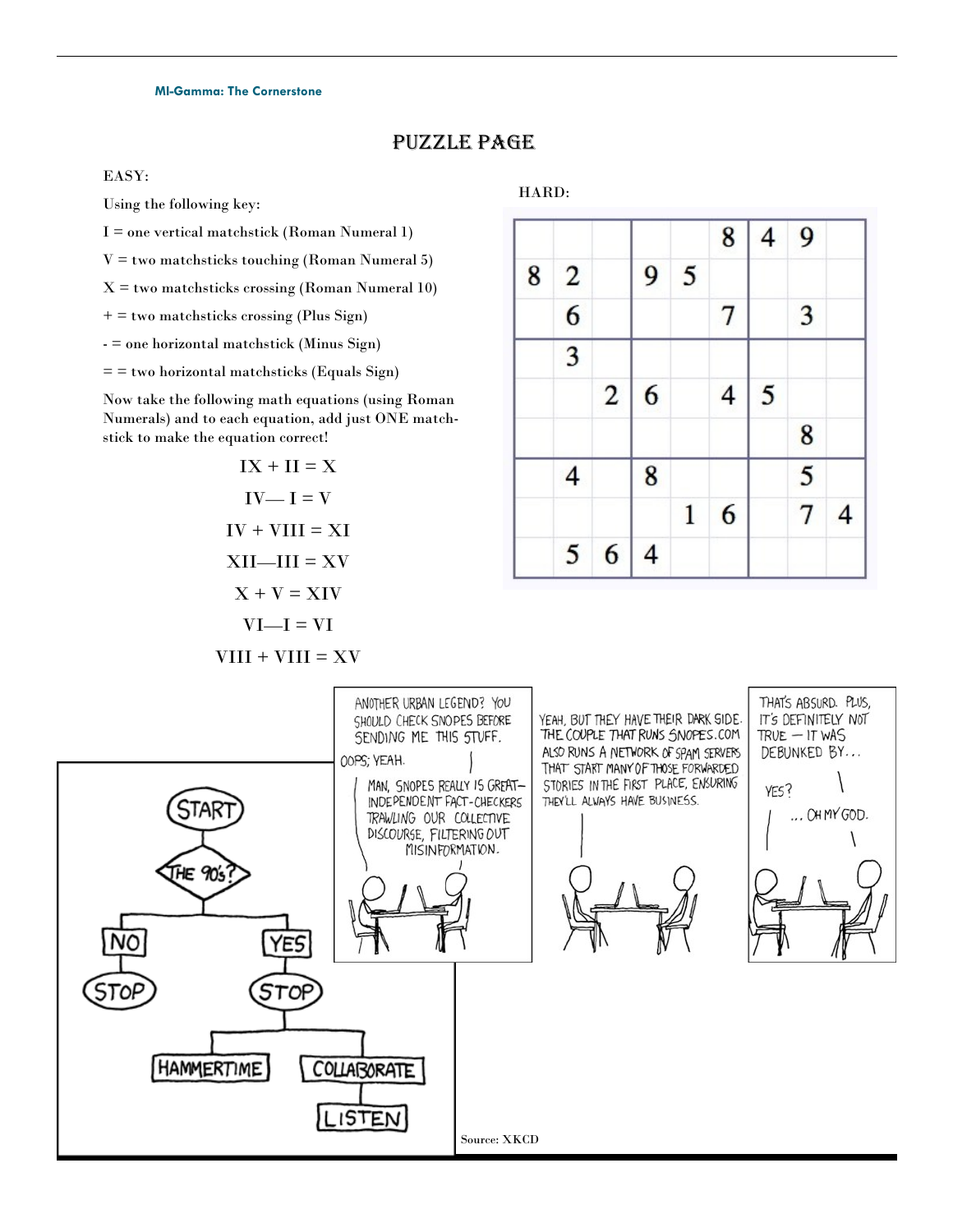# Puzzle Page

EASY:

Using the following key:

I = one vertical matchstick (Roman Numeral 1)

V = two matchsticks touching (Roman Numeral 5)

X = two matchsticks crossing (Roman Numeral 10)

+ = two matchsticks crossing (Plus Sign)

- = one horizontal matchstick (Minus Sign)

= = two horizontal matchsticks (Equals Sign)

Now take the following math equations (using Roman Numerals) and to each equation, add just ONE matchstick to make the equation correct!

IX + II = X

IV— I = V

IV + VIII = XI

XII—III = XV

X + V = XIV

VI—I = VI

VIII + VIII = XV

HARD:

| | | | | | | | | |
|---|---|---|---|---|---|---|---|---|
| | | | | | 8 | 4 | 9 | |
| 8 | 2 | | 9 | 5 | | | | |
| | 6 | | | | 7 | | 3 | |
| | 3 | | | | | | | |
| | | 2 | 6 | | 4 | 5 | | |
| | | | | | | | 8 | |
| | 4 | | 8 | | | | 5 | |
| | | | | 1 | 6 | | 7 | 4 |
| | 5 | 6 | 4 | | | | | |

START

THE 90's?

NO

YES

STOP

STOP

HAMMERTIME

COLLABORATE

LISTEN

ANOTHER URBAN LEGEND? YOU SHOULD CHECK SNOPES BEFORE SENDING ME THIS STUFF.

OOPS; YEAH.

MAN, SNOPES REALLY IS GREAT— INDEPENDENT FACT-CHECKERS TRAWLING OUR COLLECTIVE DISCOURSE, FILTERING OUT MISINFORMATION.

YEAH, BUT THEY HAVE THEIR DARK SIDE. THE COUPLE THAT RUNS SNOPES.COM ALSO RUNS A NETWORK OF SPAM SERVERS THAT START MANY OF THOSE FORWARDED STORIES IN THE FIRST PLACE, ENSURING THEY'LL ALWAYS HAVE BUSINESS.

THAT'S ABSURD. PLUS, IT'S DEFINITELY NOT TRUE — IT WAS DEBUNKED BY...

YES?

... OH MY GOD.

Source: XKCD